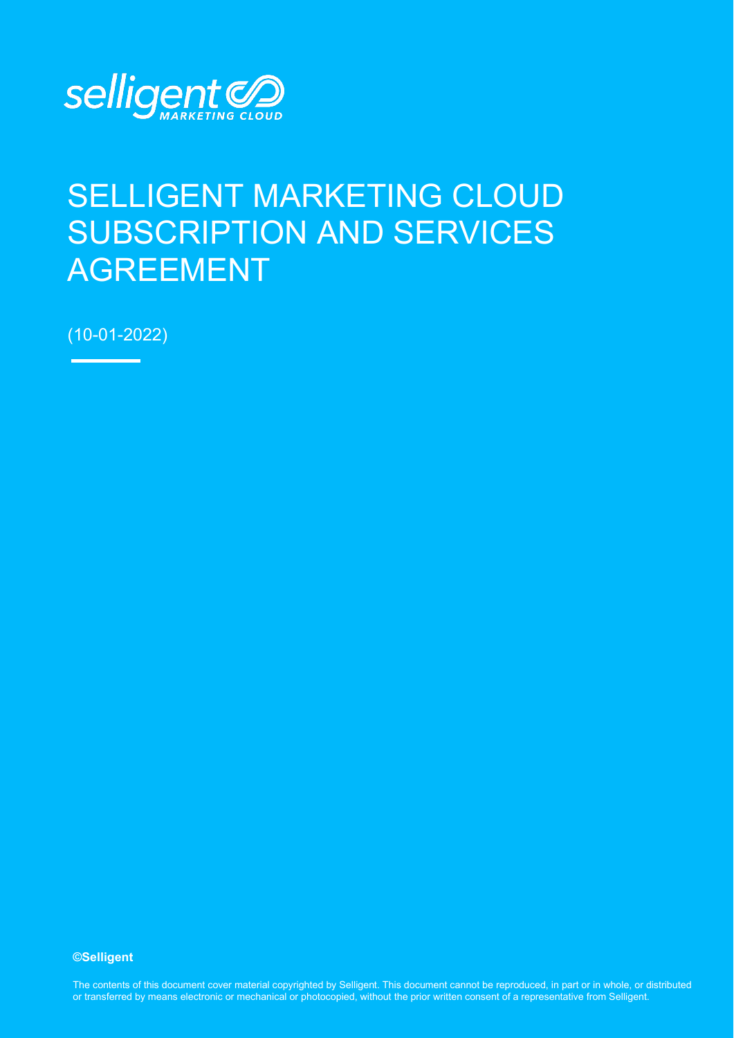selligent MARKETING CLOUD

# SELLIGENT MARKETING CLOUD SUBSCRIPTION AND SERVICES AGREEMENT

(10-01-2022)

**©Selligent**

The contents of this document cover material copyrighted by Selligent. This document cannot be reproduced, in part or in whole, or distributed or transferred by means electronic or mechanical or photocopied, without the prior written consent of a representative from Selligent.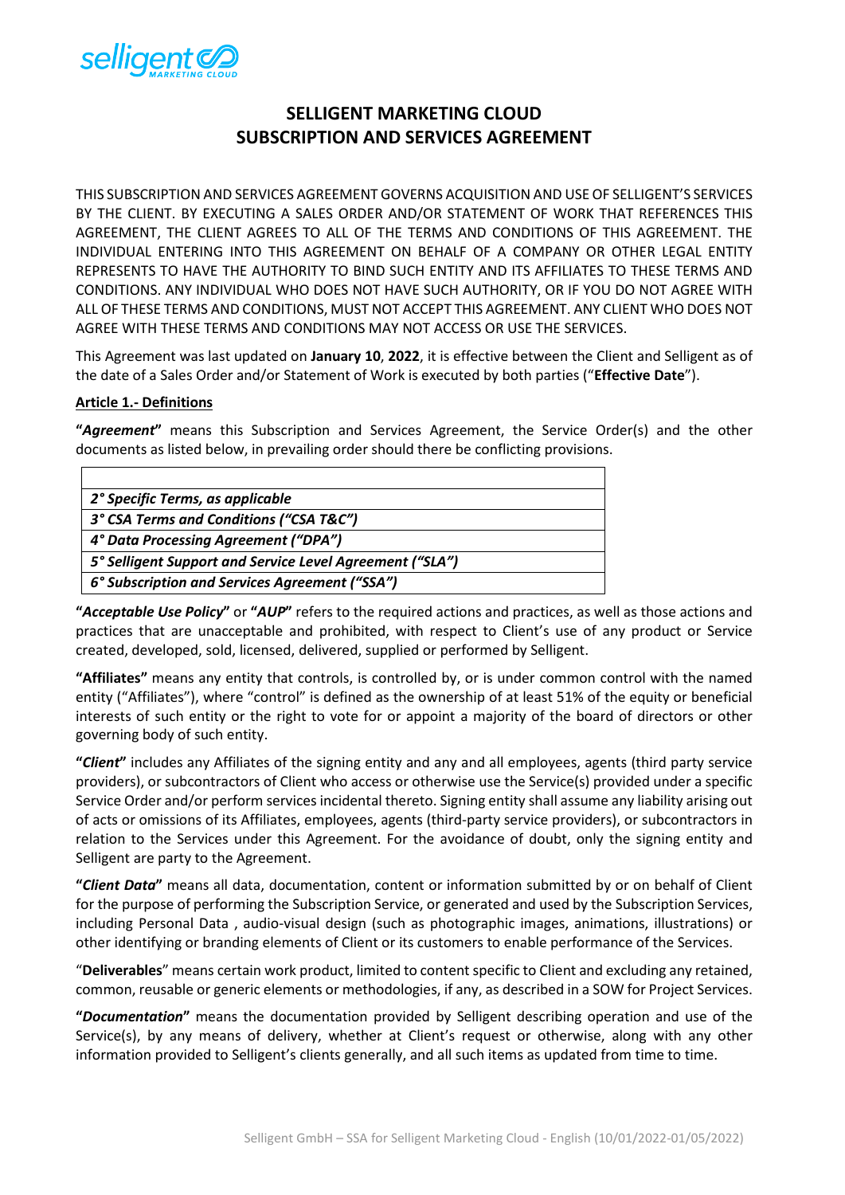# SELLIGENT MARKETING CLOUD
# SUBSCRIPTION AND SERVICES AGREEMENT

THIS SUBSCRIPTION AND SERVICES AGREEMENT GOVERNS ACQUISITION AND USE OF SELLIGENT'S SERVICES BY THE CLIENT. BY EXECUTING A SALES ORDER AND/OR STATEMENT OF WORK THAT REFERENCES THIS AGREEMENT, THE CLIENT AGREES TO ALL OF THE TERMS AND CONDITIONS OF THIS AGREEMENT. THE INDIVIDUAL ENTERING INTO THIS AGREEMENT ON BEHALF OF A COMPANY OR OTHER LEGAL ENTITY REPRESENTS TO HAVE THE AUTHORITY TO BIND SUCH ENTITY AND ITS AFFILIATES TO THESE TERMS AND CONDITIONS. ANY INDIVIDUAL WHO DOES NOT HAVE SUCH AUTHORITY, OR IF YOU DO NOT AGREE WITH ALL OF THESE TERMS AND CONDITIONS, MUST NOT ACCEPT THIS AGREEMENT. ANY CLIENT WHO DOES NOT AGREE WITH THESE TERMS AND CONDITIONS MAY NOT ACCESS OR USE THE SERVICES.

This Agreement was last updated on **January 10**, **2022**, it is effective between the Client and Selligent as of the date of a Sales Order and/or Statement of Work is executed by both parties ("**Effective Date**").

**Article 1.- Definitions**

**"*Agreement*"** means this Subscription and Services Agreement, the Service Order(s) and the other documents as listed below, in prevailing order should there be conflicting provisions.

| |
|---|
| ***2° Specific Terms, as applicable*** |
| ***3° CSA Terms and Conditions ("CSA T&C")*** |
| ***4° Data Processing Agreement ("DPA")*** |
| ***5° Selligent Support and Service Level Agreement ("SLA")*** |
| ***6° Subscription and Services Agreement ("SSA")*** |

**"*Acceptable Use Policy*"** or **"*AUP*"** refers to the required actions and practices, as well as those actions and practices that are unacceptable and prohibited, with respect to Client's use of any product or Service created, developed, sold, licensed, delivered, supplied or performed by Selligent.

**"Affiliates"** means any entity that controls, is controlled by, or is under common control with the named entity ("Affiliates"), where "control" is defined as the ownership of at least 51% of the equity or beneficial interests of such entity or the right to vote for or appoint a majority of the board of directors or other governing body of such entity.

**"*Client*"** includes any Affiliates of the signing entity and any and all employees, agents (third party service providers), or subcontractors of Client who access or otherwise use the Service(s) provided under a specific Service Order and/or perform services incidental thereto. Signing entity shall assume any liability arising out of acts or omissions of its Affiliates, employees, agents (third-party service providers), or subcontractors in relation to the Services under this Agreement. For the avoidance of doubt, only the signing entity and Selligent are party to the Agreement.

**"*Client Data*"** means all data, documentation, content or information submitted by or on behalf of Client for the purpose of performing the Subscription Service, or generated and used by the Subscription Services, including Personal Data , audio-visual design (such as photographic images, animations, illustrations) or other identifying or branding elements of Client or its customers to enable performance of the Services.

"**Deliverables**" means certain work product, limited to content specific to Client and excluding any retained, common, reusable or generic elements or methodologies, if any, as described in a SOW for Project Services.

**"*Documentation*"** means the documentation provided by Selligent describing operation and use of the Service(s), by any means of delivery, whether at Client's request or otherwise, along with any other information provided to Selligent's clients generally, and all such items as updated from time to time.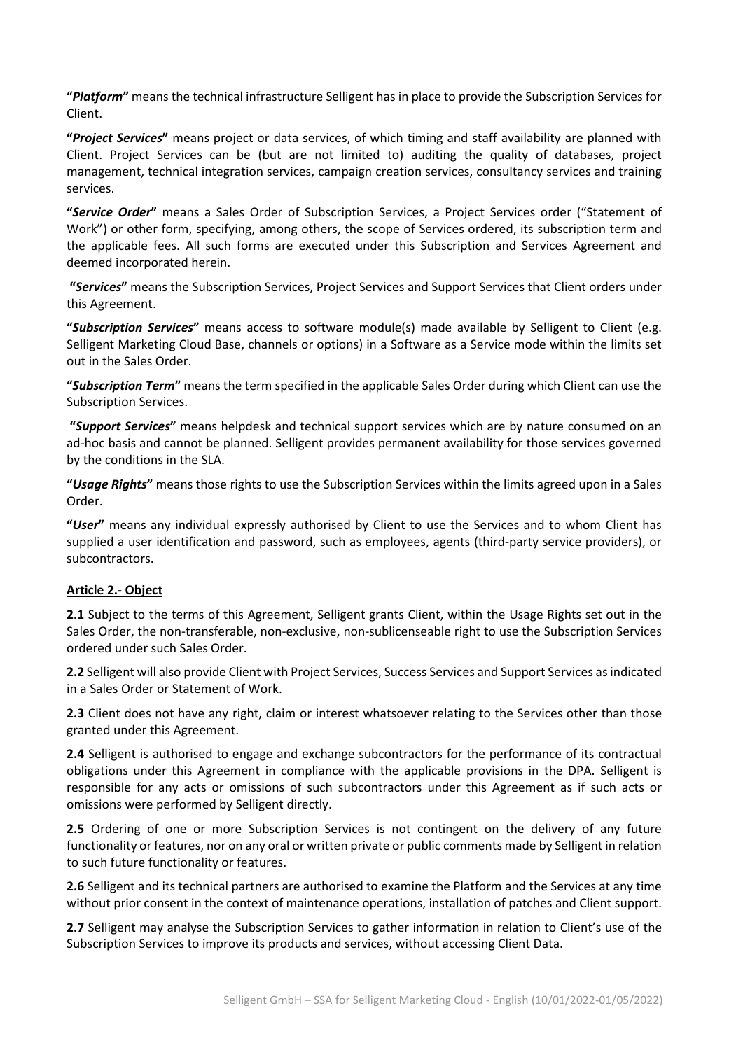**"*Platform*"** means the technical infrastructure Selligent has in place to provide the Subscription Services for Client.

**"*Project Services*"** means project or data services, of which timing and staff availability are planned with Client. Project Services can be (but are not limited to) auditing the quality of databases, project management, technical integration services, campaign creation services, consultancy services and training services.

**"*Service Order*"** means a Sales Order of Subscription Services, a Project Services order ("Statement of Work") or other form, specifying, among others, the scope of Services ordered, its subscription term and the applicable fees. All such forms are executed under this Subscription and Services Agreement and deemed incorporated herein.

**"*Services*"** means the Subscription Services, Project Services and Support Services that Client orders under this Agreement.

**"*Subscription Services*"** means access to software module(s) made available by Selligent to Client (e.g. Selligent Marketing Cloud Base, channels or options) in a Software as a Service mode within the limits set out in the Sales Order.

**"*Subscription Term*"** means the term specified in the applicable Sales Order during which Client can use the Subscription Services.

**"*Support Services*"** means helpdesk and technical support services which are by nature consumed on an ad-hoc basis and cannot be planned. Selligent provides permanent availability for those services governed by the conditions in the SLA.

**"*Usage Rights*"** means those rights to use the Subscription Services within the limits agreed upon in a Sales Order.

**"*User*"** means any individual expressly authorised by Client to use the Services and to whom Client has supplied a user identification and password, such as employees, agents (third-party service providers), or subcontractors.

## Article 2.- Object

**2.1** Subject to the terms of this Agreement, Selligent grants Client, within the Usage Rights set out in the Sales Order, the non-transferable, non-exclusive, non-sublicenseable right to use the Subscription Services ordered under such Sales Order.

**2.2** Selligent will also provide Client with Project Services, Success Services and Support Services as indicated in a Sales Order or Statement of Work.

**2.3** Client does not have any right, claim or interest whatsoever relating to the Services other than those granted under this Agreement.

**2.4** Selligent is authorised to engage and exchange subcontractors for the performance of its contractual obligations under this Agreement in compliance with the applicable provisions in the DPA. Selligent is responsible for any acts or omissions of such subcontractors under this Agreement as if such acts or omissions were performed by Selligent directly.

**2.5** Ordering of one or more Subscription Services is not contingent on the delivery of any future functionality or features, nor on any oral or written private or public comments made by Selligent in relation to such future functionality or features.

**2.6** Selligent and its technical partners are authorised to examine the Platform and the Services at any time without prior consent in the context of maintenance operations, installation of patches and Client support.

**2.7** Selligent may analyse the Subscription Services to gather information in relation to Client's use of the Subscription Services to improve its products and services, without accessing Client Data.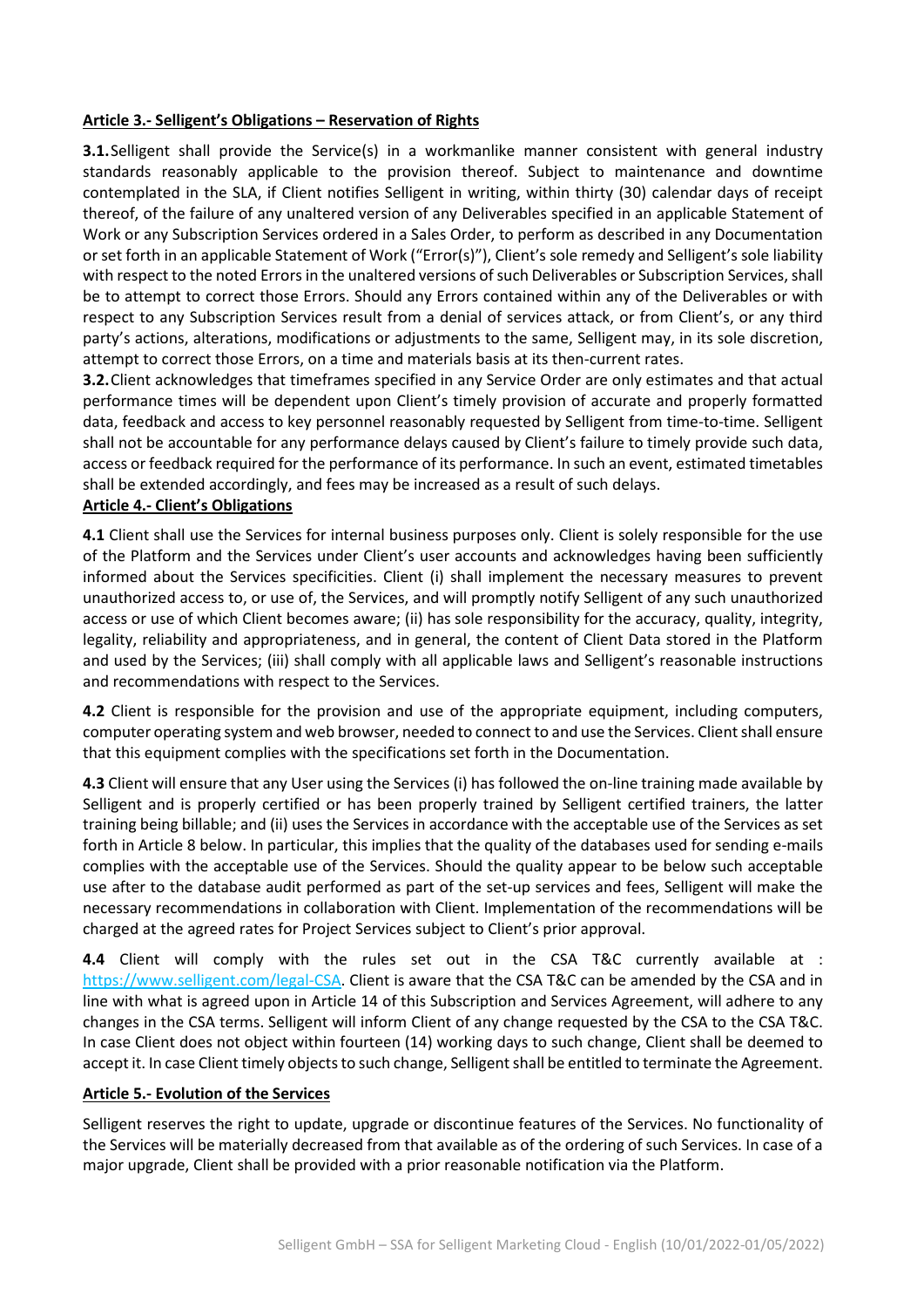**Article 3.- Selligent's Obligations – Reservation of Rights**

**3.1.** Selligent shall provide the Service(s) in a workmanlike manner consistent with general industry standards reasonably applicable to the provision thereof. Subject to maintenance and downtime contemplated in the SLA, if Client notifies Selligent in writing, within thirty (30) calendar days of receipt thereof, of the failure of any unaltered version of any Deliverables specified in an applicable Statement of Work or any Subscription Services ordered in a Sales Order, to perform as described in any Documentation or set forth in an applicable Statement of Work ("Error(s)"), Client's sole remedy and Selligent's sole liability with respect to the noted Errors in the unaltered versions of such Deliverables or Subscription Services, shall be to attempt to correct those Errors. Should any Errors contained within any of the Deliverables or with respect to any Subscription Services result from a denial of services attack, or from Client's, or any third party's actions, alterations, modifications or adjustments to the same, Selligent may, in its sole discretion, attempt to correct those Errors, on a time and materials basis at its then-current rates.

**3.2.** Client acknowledges that timeframes specified in any Service Order are only estimates and that actual performance times will be dependent upon Client's timely provision of accurate and properly formatted data, feedback and access to key personnel reasonably requested by Selligent from time-to-time. Selligent shall not be accountable for any performance delays caused by Client's failure to timely provide such data, access or feedback required for the performance of its performance. In such an event, estimated timetables shall be extended accordingly, and fees may be increased as a result of such delays.

**Article 4.- Client's Obligations**

**4.1** Client shall use the Services for internal business purposes only. Client is solely responsible for the use of the Platform and the Services under Client's user accounts and acknowledges having been sufficiently informed about the Services specificities. Client (i) shall implement the necessary measures to prevent unauthorized access to, or use of, the Services, and will promptly notify Selligent of any such unauthorized access or use of which Client becomes aware; (ii) has sole responsibility for the accuracy, quality, integrity, legality, reliability and appropriateness, and in general, the content of Client Data stored in the Platform and used by the Services; (iii) shall comply with all applicable laws and Selligent's reasonable instructions and recommendations with respect to the Services.

**4.2** Client is responsible for the provision and use of the appropriate equipment, including computers, computer operating system and web browser, needed to connect to and use the Services. Client shall ensure that this equipment complies with the specifications set forth in the Documentation.

**4.3** Client will ensure that any User using the Services (i) has followed the on-line training made available by Selligent and is properly certified or has been properly trained by Selligent certified trainers, the latter training being billable; and (ii) uses the Services in accordance with the acceptable use of the Services as set forth in Article 8 below. In particular, this implies that the quality of the databases used for sending e-mails complies with the acceptable use of the Services. Should the quality appear to be below such acceptable use after to the database audit performed as part of the set-up services and fees, Selligent will make the necessary recommendations in collaboration with Client. Implementation of the recommendations will be charged at the agreed rates for Project Services subject to Client's prior approval.

**4.4** Client will comply with the rules set out in the CSA T&C currently available at : https://www.selligent.com/legal-CSA. Client is aware that the CSA T&C can be amended by the CSA and in line with what is agreed upon in Article 14 of this Subscription and Services Agreement, will adhere to any changes in the CSA terms. Selligent will inform Client of any change requested by the CSA to the CSA T&C. In case Client does not object within fourteen (14) working days to such change, Client shall be deemed to accept it. In case Client timely objects to such change, Selligent shall be entitled to terminate the Agreement.

**Article 5.- Evolution of the Services**

Selligent reserves the right to update, upgrade or discontinue features of the Services. No functionality of the Services will be materially decreased from that available as of the ordering of such Services. In case of a major upgrade, Client shall be provided with a prior reasonable notification via the Platform.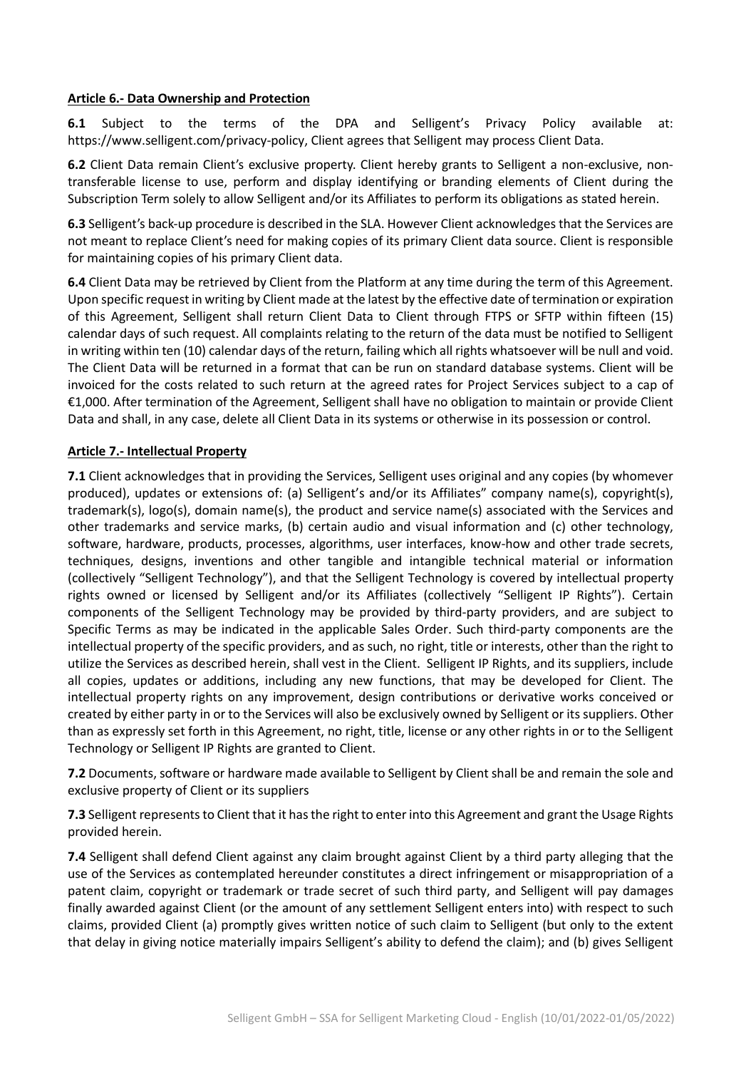**Article 6.- Data Ownership and Protection**

**6.1** Subject to the terms of the DPA and Selligent's Privacy Policy available at: https://www.selligent.com/privacy-policy, Client agrees that Selligent may process Client Data.

**6.2** Client Data remain Client's exclusive property. Client hereby grants to Selligent a non-exclusive, non-transferable license to use, perform and display identifying or branding elements of Client during the Subscription Term solely to allow Selligent and/or its Affiliates to perform its obligations as stated herein.

**6.3** Selligent's back-up procedure is described in the SLA. However Client acknowledges that the Services are not meant to replace Client's need for making copies of its primary Client data source. Client is responsible for maintaining copies of his primary Client data.

**6.4** Client Data may be retrieved by Client from the Platform at any time during the term of this Agreement. Upon specific request in writing by Client made at the latest by the effective date of termination or expiration of this Agreement, Selligent shall return Client Data to Client through FTPS or SFTP within fifteen (15) calendar days of such request. All complaints relating to the return of the data must be notified to Selligent in writing within ten (10) calendar days of the return, failing which all rights whatsoever will be null and void. The Client Data will be returned in a format that can be run on standard database systems. Client will be invoiced for the costs related to such return at the agreed rates for Project Services subject to a cap of €1,000. After termination of the Agreement, Selligent shall have no obligation to maintain or provide Client Data and shall, in any case, delete all Client Data in its systems or otherwise in its possession or control.

**Article 7.- Intellectual Property**

**7.1** Client acknowledges that in providing the Services, Selligent uses original and any copies (by whomever produced), updates or extensions of: (a) Selligent's and/or its Affiliates" company name(s), copyright(s), trademark(s), logo(s), domain name(s), the product and service name(s) associated with the Services and other trademarks and service marks, (b) certain audio and visual information and (c) other technology, software, hardware, products, processes, algorithms, user interfaces, know-how and other trade secrets, techniques, designs, inventions and other tangible and intangible technical material or information (collectively "Selligent Technology"), and that the Selligent Technology is covered by intellectual property rights owned or licensed by Selligent and/or its Affiliates (collectively "Selligent IP Rights"). Certain components of the Selligent Technology may be provided by third-party providers, and are subject to Specific Terms as may be indicated in the applicable Sales Order. Such third-party components are the intellectual property of the specific providers, and as such, no right, title or interests, other than the right to utilize the Services as described herein, shall vest in the Client. Selligent IP Rights, and its suppliers, include all copies, updates or additions, including any new functions, that may be developed for Client. The intellectual property rights on any improvement, design contributions or derivative works conceived or created by either party in or to the Services will also be exclusively owned by Selligent or its suppliers. Other than as expressly set forth in this Agreement, no right, title, license or any other rights in or to the Selligent Technology or Selligent IP Rights are granted to Client.

**7.2** Documents, software or hardware made available to Selligent by Client shall be and remain the sole and exclusive property of Client or its suppliers

**7.3** Selligent represents to Client that it has the right to enter into this Agreement and grant the Usage Rights provided herein.

**7.4** Selligent shall defend Client against any claim brought against Client by a third party alleging that the use of the Services as contemplated hereunder constitutes a direct infringement or misappropriation of a patent claim, copyright or trademark or trade secret of such third party, and Selligent will pay damages finally awarded against Client (or the amount of any settlement Selligent enters into) with respect to such claims, provided Client (a) promptly gives written notice of such claim to Selligent (but only to the extent that delay in giving notice materially impairs Selligent's ability to defend the claim); and (b) gives Selligent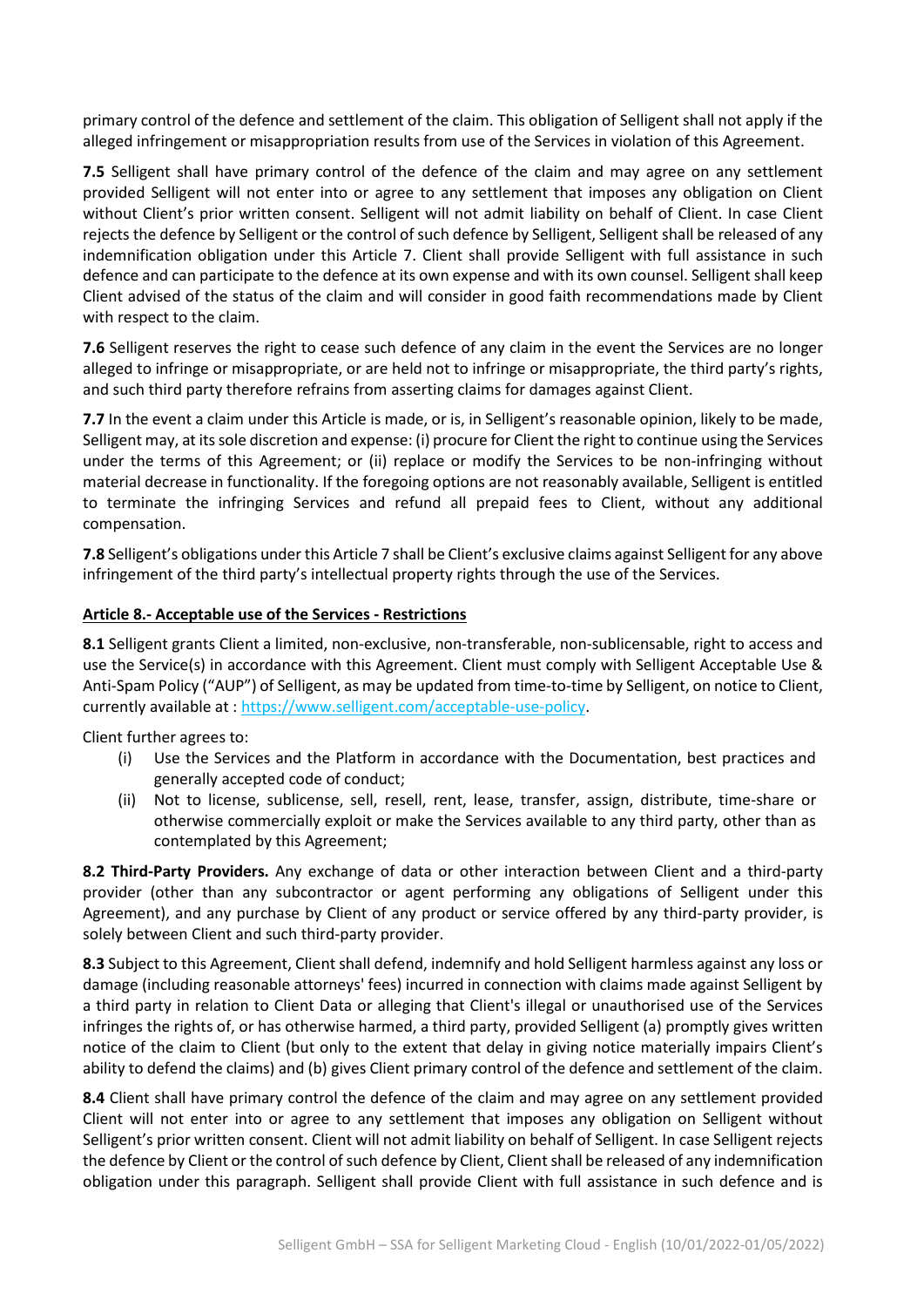primary control of the defence and settlement of the claim. This obligation of Selligent shall not apply if the alleged infringement or misappropriation results from use of the Services in violation of this Agreement.

**7.5** Selligent shall have primary control of the defence of the claim and may agree on any settlement provided Selligent will not enter into or agree to any settlement that imposes any obligation on Client without Client's prior written consent. Selligent will not admit liability on behalf of Client. In case Client rejects the defence by Selligent or the control of such defence by Selligent, Selligent shall be released of any indemnification obligation under this Article 7. Client shall provide Selligent with full assistance in such defence and can participate to the defence at its own expense and with its own counsel. Selligent shall keep Client advised of the status of the claim and will consider in good faith recommendations made by Client with respect to the claim.

**7.6** Selligent reserves the right to cease such defence of any claim in the event the Services are no longer alleged to infringe or misappropriate, or are held not to infringe or misappropriate, the third party's rights, and such third party therefore refrains from asserting claims for damages against Client.

**7.7** In the event a claim under this Article is made, or is, in Selligent's reasonable opinion, likely to be made, Selligent may, at its sole discretion and expense: (i) procure for Client the right to continue using the Services under the terms of this Agreement; or (ii) replace or modify the Services to be non-infringing without material decrease in functionality. If the foregoing options are not reasonably available, Selligent is entitled to terminate the infringing Services and refund all prepaid fees to Client, without any additional compensation.

**7.8** Selligent's obligations under this Article 7 shall be Client's exclusive claims against Selligent for any above infringement of the third party's intellectual property rights through the use of the Services.

**Article 8.- Acceptable use of the Services - Restrictions**

**8.1** Selligent grants Client a limited, non-exclusive, non-transferable, non-sublicensable, right to access and use the Service(s) in accordance with this Agreement. Client must comply with Selligent Acceptable Use & Anti-Spam Policy ("AUP") of Selligent, as may be updated from time-to-time by Selligent, on notice to Client, currently available at : https://www.selligent.com/acceptable-use-policy.

Client further agrees to:

(i) Use the Services and the Platform in accordance with the Documentation, best practices and generally accepted code of conduct;

(ii) Not to license, sublicense, sell, resell, rent, lease, transfer, assign, distribute, time-share or otherwise commercially exploit or make the Services available to any third party, other than as contemplated by this Agreement;

**8.2 Third-Party Providers.** Any exchange of data or other interaction between Client and a third-party provider (other than any subcontractor or agent performing any obligations of Selligent under this Agreement), and any purchase by Client of any product or service offered by any third-party provider, is solely between Client and such third-party provider.

**8.3** Subject to this Agreement, Client shall defend, indemnify and hold Selligent harmless against any loss or damage (including reasonable attorneys' fees) incurred in connection with claims made against Selligent by a third party in relation to Client Data or alleging that Client's illegal or unauthorised use of the Services infringes the rights of, or has otherwise harmed, a third party, provided Selligent (a) promptly gives written notice of the claim to Client (but only to the extent that delay in giving notice materially impairs Client's ability to defend the claims) and (b) gives Client primary control of the defence and settlement of the claim.

**8.4** Client shall have primary control the defence of the claim and may agree on any settlement provided Client will not enter into or agree to any settlement that imposes any obligation on Selligent without Selligent's prior written consent. Client will not admit liability on behalf of Selligent. In case Selligent rejects the defence by Client or the control of such defence by Client, Client shall be released of any indemnification obligation under this paragraph. Selligent shall provide Client with full assistance in such defence and is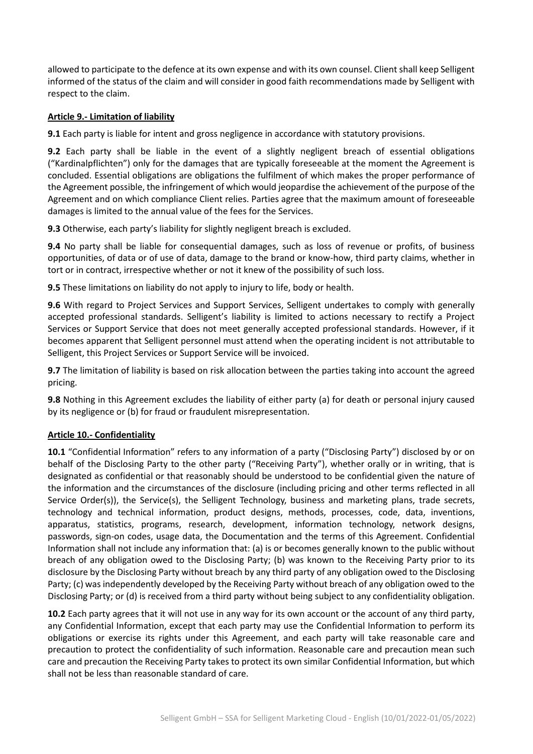allowed to participate to the defence at its own expense and with its own counsel. Client shall keep Selligent informed of the status of the claim and will consider in good faith recommendations made by Selligent with respect to the claim.

**Article 9.- Limitation of liability**

**9.1** Each party is liable for intent and gross negligence in accordance with statutory provisions.

**9.2** Each party shall be liable in the event of a slightly negligent breach of essential obligations ("Kardinalpflichten") only for the damages that are typically foreseeable at the moment the Agreement is concluded. Essential obligations are obligations the fulfilment of which makes the proper performance of the Agreement possible, the infringement of which would jeopardise the achievement of the purpose of the Agreement and on which compliance Client relies. Parties agree that the maximum amount of foreseeable damages is limited to the annual value of the fees for the Services.

**9.3** Otherwise, each party's liability for slightly negligent breach is excluded.

**9.4** No party shall be liable for consequential damages, such as loss of revenue or profits, of business opportunities, of data or of use of data, damage to the brand or know-how, third party claims, whether in tort or in contract, irrespective whether or not it knew of the possibility of such loss.

**9.5** These limitations on liability do not apply to injury to life, body or health.

**9.6** With regard to Project Services and Support Services, Selligent undertakes to comply with generally accepted professional standards. Selligent's liability is limited to actions necessary to rectify a Project Services or Support Service that does not meet generally accepted professional standards. However, if it becomes apparent that Selligent personnel must attend when the operating incident is not attributable to Selligent, this Project Services or Support Service will be invoiced.

**9.7** The limitation of liability is based on risk allocation between the parties taking into account the agreed pricing.

**9.8** Nothing in this Agreement excludes the liability of either party (a) for death or personal injury caused by its negligence or (b) for fraud or fraudulent misrepresentation.

**Article 10.- Confidentiality**

**10.1** "Confidential Information" refers to any information of a party ("Disclosing Party") disclosed by or on behalf of the Disclosing Party to the other party ("Receiving Party"), whether orally or in writing, that is designated as confidential or that reasonably should be understood to be confidential given the nature of the information and the circumstances of the disclosure (including pricing and other terms reflected in all Service Order(s)), the Service(s), the Selligent Technology, business and marketing plans, trade secrets, technology and technical information, product designs, methods, processes, code, data, inventions, apparatus, statistics, programs, research, development, information technology, network designs, passwords, sign-on codes, usage data, the Documentation and the terms of this Agreement. Confidential Information shall not include any information that: (a) is or becomes generally known to the public without breach of any obligation owed to the Disclosing Party; (b) was known to the Receiving Party prior to its disclosure by the Disclosing Party without breach by any third party of any obligation owed to the Disclosing Party; (c) was independently developed by the Receiving Party without breach of any obligation owed to the Disclosing Party; or (d) is received from a third party without being subject to any confidentiality obligation.

**10.2** Each party agrees that it will not use in any way for its own account or the account of any third party, any Confidential Information, except that each party may use the Confidential Information to perform its obligations or exercise its rights under this Agreement, and each party will take reasonable care and precaution to protect the confidentiality of such information. Reasonable care and precaution mean such care and precaution the Receiving Party takes to protect its own similar Confidential Information, but which shall not be less than reasonable standard of care.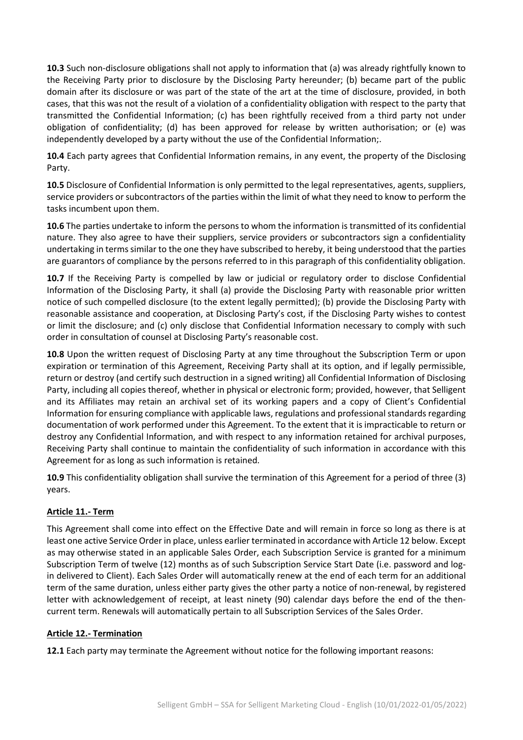**10.3** Such non-disclosure obligations shall not apply to information that (a) was already rightfully known to the Receiving Party prior to disclosure by the Disclosing Party hereunder; (b) became part of the public domain after its disclosure or was part of the state of the art at the time of disclosure, provided, in both cases, that this was not the result of a violation of a confidentiality obligation with respect to the party that transmitted the Confidential Information; (c) has been rightfully received from a third party not under obligation of confidentiality; (d) has been approved for release by written authorisation; or (e) was independently developed by a party without the use of the Confidential Information;.

**10.4** Each party agrees that Confidential Information remains, in any event, the property of the Disclosing Party.

**10.5** Disclosure of Confidential Information is only permitted to the legal representatives, agents, suppliers, service providers or subcontractors of the parties within the limit of what they need to know to perform the tasks incumbent upon them.

**10.6** The parties undertake to inform the persons to whom the information is transmitted of its confidential nature. They also agree to have their suppliers, service providers or subcontractors sign a confidentiality undertaking in terms similar to the one they have subscribed to hereby, it being understood that the parties are guarantors of compliance by the persons referred to in this paragraph of this confidentiality obligation.

**10.7** If the Receiving Party is compelled by law or judicial or regulatory order to disclose Confidential Information of the Disclosing Party, it shall (a) provide the Disclosing Party with reasonable prior written notice of such compelled disclosure (to the extent legally permitted); (b) provide the Disclosing Party with reasonable assistance and cooperation, at Disclosing Party's cost, if the Disclosing Party wishes to contest or limit the disclosure; and (c) only disclose that Confidential Information necessary to comply with such order in consultation of counsel at Disclosing Party's reasonable cost.

**10.8** Upon the written request of Disclosing Party at any time throughout the Subscription Term or upon expiration or termination of this Agreement, Receiving Party shall at its option, and if legally permissible, return or destroy (and certify such destruction in a signed writing) all Confidential Information of Disclosing Party, including all copies thereof, whether in physical or electronic form; provided, however, that Selligent and its Affiliates may retain an archival set of its working papers and a copy of Client's Confidential Information for ensuring compliance with applicable laws, regulations and professional standards regarding documentation of work performed under this Agreement. To the extent that it is impracticable to return or destroy any Confidential Information, and with respect to any information retained for archival purposes, Receiving Party shall continue to maintain the confidentiality of such information in accordance with this Agreement for as long as such information is retained.

**10.9** This confidentiality obligation shall survive the termination of this Agreement for a period of three (3) years.

## Article 11.- Term

This Agreement shall come into effect on the Effective Date and will remain in force so long as there is at least one active Service Order in place, unless earlier terminated in accordance with Article 12 below. Except as may otherwise stated in an applicable Sales Order, each Subscription Service is granted for a minimum Subscription Term of twelve (12) months as of such Subscription Service Start Date (i.e. password and log-in delivered to Client). Each Sales Order will automatically renew at the end of each term for an additional term of the same duration, unless either party gives the other party a notice of non-renewal, by registered letter with acknowledgement of receipt, at least ninety (90) calendar days before the end of the then-current term. Renewals will automatically pertain to all Subscription Services of the Sales Order.

## Article 12.- Termination

**12.1** Each party may terminate the Agreement without notice for the following important reasons: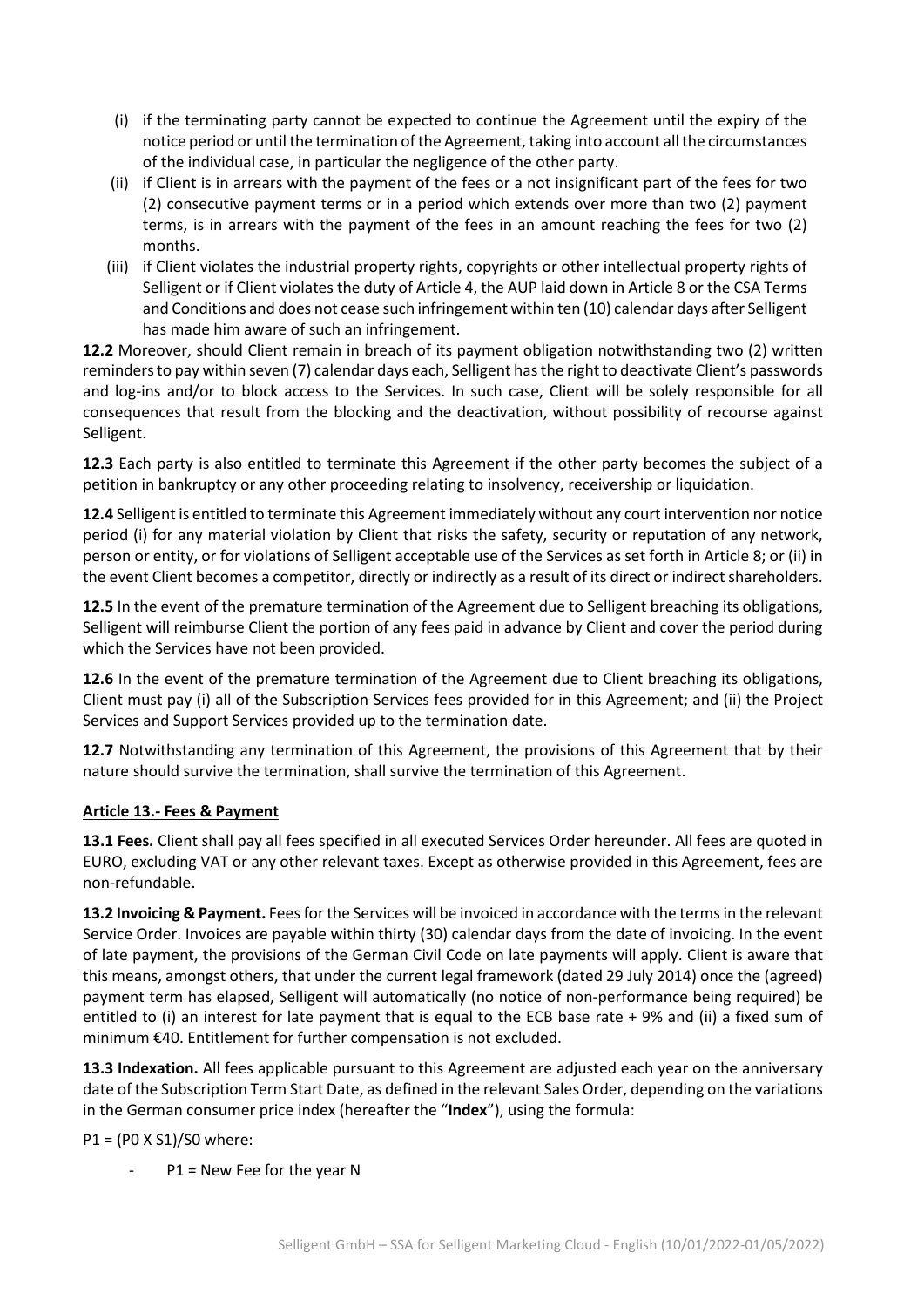(i) if the terminating party cannot be expected to continue the Agreement until the expiry of the notice period or until the termination of the Agreement, taking into account all the circumstances of the individual case, in particular the negligence of the other party.

(ii) if Client is in arrears with the payment of the fees or a not insignificant part of the fees for two (2) consecutive payment terms or in a period which extends over more than two (2) payment terms, is in arrears with the payment of the fees in an amount reaching the fees for two (2) months.

(iii) if Client violates the industrial property rights, copyrights or other intellectual property rights of Selligent or if Client violates the duty of Article 4, the AUP laid down in Article 8 or the CSA Terms and Conditions and does not cease such infringement within ten (10) calendar days after Selligent has made him aware of such an infringement.

**12.2** Moreover, should Client remain in breach of its payment obligation notwithstanding two (2) written reminders to pay within seven (7) calendar days each, Selligent has the right to deactivate Client's passwords and log-ins and/or to block access to the Services. In such case, Client will be solely responsible for all consequences that result from the blocking and the deactivation, without possibility of recourse against Selligent.

**12.3** Each party is also entitled to terminate this Agreement if the other party becomes the subject of a petition in bankruptcy or any other proceeding relating to insolvency, receivership or liquidation.

**12.4** Selligent is entitled to terminate this Agreement immediately without any court intervention nor notice period (i) for any material violation by Client that risks the safety, security or reputation of any network, person or entity, or for violations of Selligent acceptable use of the Services as set forth in Article 8; or (ii) in the event Client becomes a competitor, directly or indirectly as a result of its direct or indirect shareholders.

**12.5** In the event of the premature termination of the Agreement due to Selligent breaching its obligations, Selligent will reimburse Client the portion of any fees paid in advance by Client and cover the period during which the Services have not been provided.

**12.6** In the event of the premature termination of the Agreement due to Client breaching its obligations, Client must pay (i) all of the Subscription Services fees provided for in this Agreement; and (ii) the Project Services and Support Services provided up to the termination date.

**12.7** Notwithstanding any termination of this Agreement, the provisions of this Agreement that by their nature should survive the termination, shall survive the termination of this Agreement.

## Article 13.- Fees & Payment

**13.1 Fees.** Client shall pay all fees specified in all executed Services Order hereunder. All fees are quoted in EURO, excluding VAT or any other relevant taxes. Except as otherwise provided in this Agreement, fees are non-refundable.

**13.2 Invoicing & Payment.** Fees for the Services will be invoiced in accordance with the terms in the relevant Service Order. Invoices are payable within thirty (30) calendar days from the date of invoicing. In the event of late payment, the provisions of the German Civil Code on late payments will apply. Client is aware that this means, amongst others, that under the current legal framework (dated 29 July 2014) once the (agreed) payment term has elapsed, Selligent will automatically (no notice of non-performance being required) be entitled to (i) an interest for late payment that is equal to the ECB base rate + 9% and (ii) a fixed sum of minimum €40. Entitlement for further compensation is not excluded.

**13.3 Indexation.** All fees applicable pursuant to this Agreement are adjusted each year on the anniversary date of the Subscription Term Start Date, as defined in the relevant Sales Order, depending on the variations in the German consumer price index (hereafter the "**Index**"), using the formula:

$P1 = (P0 \times S1)/S0$ where:

- $P1$ = New Fee for the year N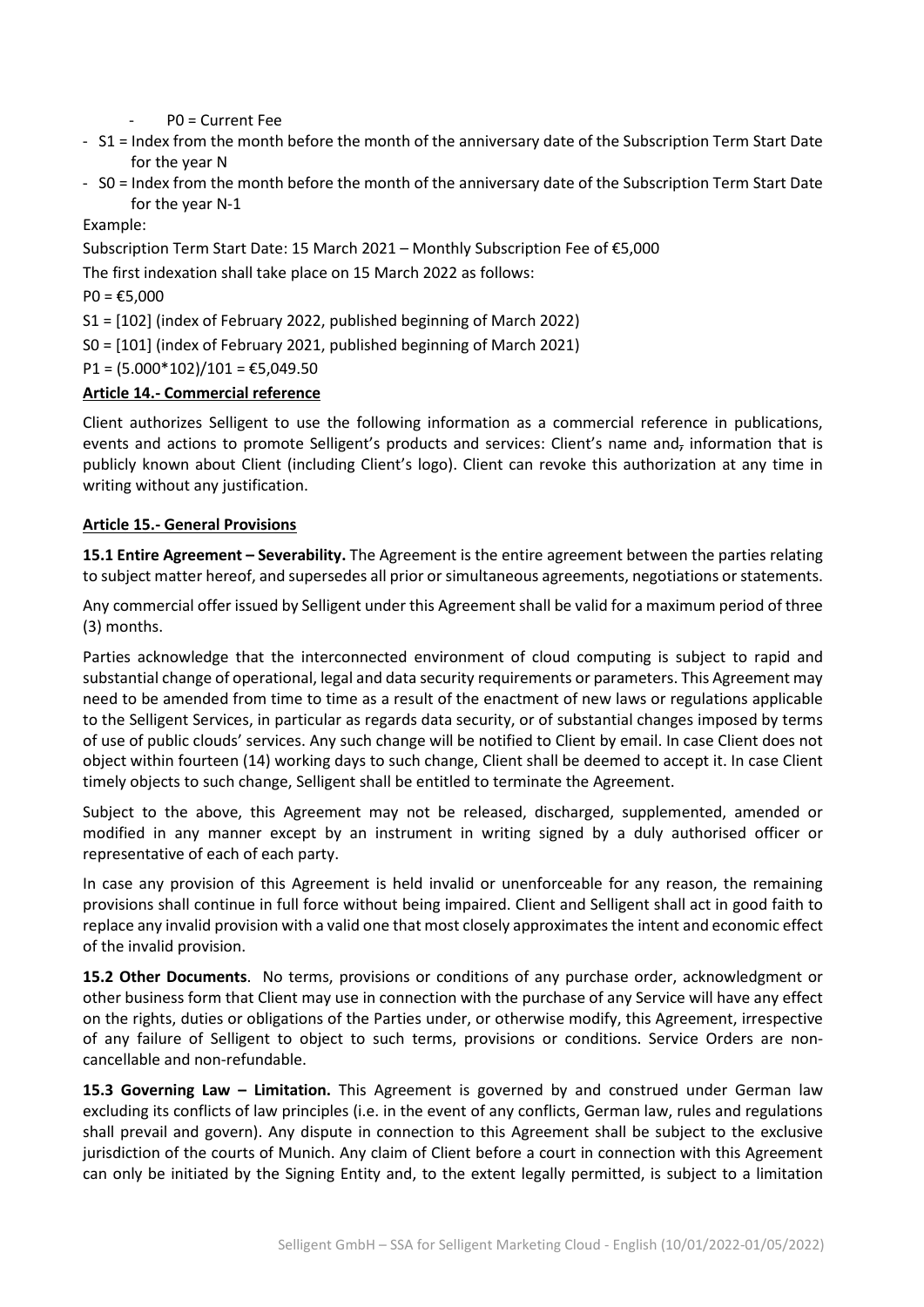- $P0$ = Current Fee
- $S1$ = Index from the month before the month of the anniversary date of the Subscription Term Start Date for the year N
- $S0$ = Index from the month before the month of the anniversary date of the Subscription Term Start Date for the year N-1

Example:

Subscription Term Start Date: 15 March 2021 – Monthly Subscription Fee of €5,000

The first indexation shall take place on 15 March 2022 as follows:

$P0$ = €5,000

$S1$ = [102] (index of February 2022, published beginning of March 2022)

$S0$ = [101] (index of February 2021, published beginning of March 2021)

$P1 = (5.000*102)/101$ = €5,049.50

**Article 14.- Commercial reference**

Client authorizes Selligent to use the following information as a commercial reference in publications, events and actions to promote Selligent's products and services: Client's name and, information that is publicly known about Client (including Client's logo). Client can revoke this authorization at any time in writing without any justification.

**Article 15.- General Provisions**

**15.1 Entire Agreement – Severability.** The Agreement is the entire agreement between the parties relating to subject matter hereof, and supersedes all prior or simultaneous agreements, negotiations or statements.

Any commercial offer issued by Selligent under this Agreement shall be valid for a maximum period of three (3) months.

Parties acknowledge that the interconnected environment of cloud computing is subject to rapid and substantial change of operational, legal and data security requirements or parameters. This Agreement may need to be amended from time to time as a result of the enactment of new laws or regulations applicable to the Selligent Services, in particular as regards data security, or of substantial changes imposed by terms of use of public clouds' services. Any such change will be notified to Client by email. In case Client does not object within fourteen (14) working days to such change, Client shall be deemed to accept it. In case Client timely objects to such change, Selligent shall be entitled to terminate the Agreement.

Subject to the above, this Agreement may not be released, discharged, supplemented, amended or modified in any manner except by an instrument in writing signed by a duly authorised officer or representative of each of each party.

In case any provision of this Agreement is held invalid or unenforceable for any reason, the remaining provisions shall continue in full force without being impaired. Client and Selligent shall act in good faith to replace any invalid provision with a valid one that most closely approximates the intent and economic effect of the invalid provision.

**15.2 Other Documents**. No terms, provisions or conditions of any purchase order, acknowledgment or other business form that Client may use in connection with the purchase of any Service will have any effect on the rights, duties or obligations of the Parties under, or otherwise modify, this Agreement, irrespective of any failure of Selligent to object to such terms, provisions or conditions. Service Orders are non-cancellable and non-refundable.

**15.3 Governing Law – Limitation.** This Agreement is governed by and construed under German law excluding its conflicts of law principles (i.e. in the event of any conflicts, German law, rules and regulations shall prevail and govern). Any dispute in connection to this Agreement shall be subject to the exclusive jurisdiction of the courts of Munich. Any claim of Client before a court in connection with this Agreement can only be initiated by the Signing Entity and, to the extent legally permitted, is subject to a limitation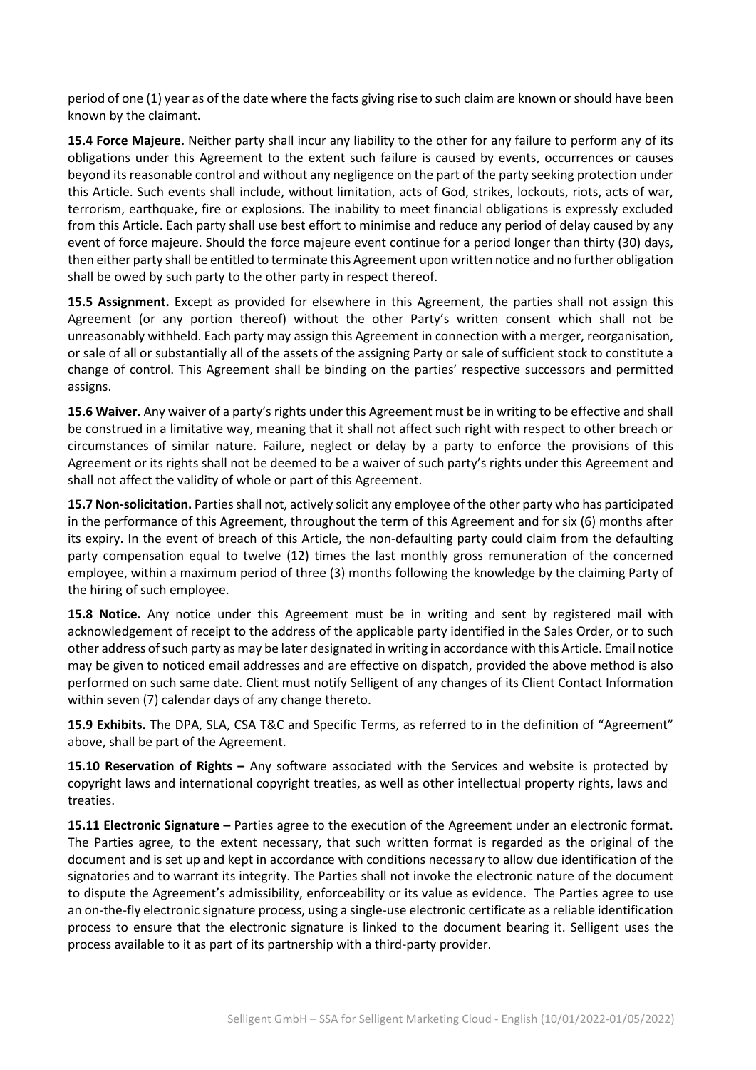period of one (1) year as of the date where the facts giving rise to such claim are known or should have been known by the claimant.

**15.4 Force Majeure.** Neither party shall incur any liability to the other for any failure to perform any of its obligations under this Agreement to the extent such failure is caused by events, occurrences or causes beyond its reasonable control and without any negligence on the part of the party seeking protection under this Article. Such events shall include, without limitation, acts of God, strikes, lockouts, riots, acts of war, terrorism, earthquake, fire or explosions. The inability to meet financial obligations is expressly excluded from this Article. Each party shall use best effort to minimise and reduce any period of delay caused by any event of force majeure. Should the force majeure event continue for a period longer than thirty (30) days, then either party shall be entitled to terminate this Agreement upon written notice and no further obligation shall be owed by such party to the other party in respect thereof.

**15.5 Assignment.** Except as provided for elsewhere in this Agreement, the parties shall not assign this Agreement (or any portion thereof) without the other Party's written consent which shall not be unreasonably withheld. Each party may assign this Agreement in connection with a merger, reorganisation, or sale of all or substantially all of the assets of the assigning Party or sale of sufficient stock to constitute a change of control. This Agreement shall be binding on the parties' respective successors and permitted assigns.

**15.6 Waiver.** Any waiver of a party's rights under this Agreement must be in writing to be effective and shall be construed in a limitative way, meaning that it shall not affect such right with respect to other breach or circumstances of similar nature. Failure, neglect or delay by a party to enforce the provisions of this Agreement or its rights shall not be deemed to be a waiver of such party's rights under this Agreement and shall not affect the validity of whole or part of this Agreement.

**15.7 Non-solicitation.** Parties shall not, actively solicit any employee of the other party who has participated in the performance of this Agreement, throughout the term of this Agreement and for six (6) months after its expiry. In the event of breach of this Article, the non-defaulting party could claim from the defaulting party compensation equal to twelve (12) times the last monthly gross remuneration of the concerned employee, within a maximum period of three (3) months following the knowledge by the claiming Party of the hiring of such employee.

**15.8 Notice.** Any notice under this Agreement must be in writing and sent by registered mail with acknowledgement of receipt to the address of the applicable party identified in the Sales Order, or to such other address of such party as may be later designated in writing in accordance with this Article. Email notice may be given to noticed email addresses and are effective on dispatch, provided the above method is also performed on such same date. Client must notify Selligent of any changes of its Client Contact Information within seven (7) calendar days of any change thereto.

**15.9 Exhibits.** The DPA, SLA, CSA T&C and Specific Terms, as referred to in the definition of "Agreement" above, shall be part of the Agreement.

**15.10 Reservation of Rights –** Any software associated with the Services and website is protected by copyright laws and international copyright treaties, as well as other intellectual property rights, laws and treaties.

**15.11 Electronic Signature –** Parties agree to the execution of the Agreement under an electronic format. The Parties agree, to the extent necessary, that such written format is regarded as the original of the document and is set up and kept in accordance with conditions necessary to allow due identification of the signatories and to warrant its integrity. The Parties shall not invoke the electronic nature of the document to dispute the Agreement's admissibility, enforceability or its value as evidence. The Parties agree to use an on-the-fly electronic signature process, using a single-use electronic certificate as a reliable identification process to ensure that the electronic signature is linked to the document bearing it. Selligent uses the process available to it as part of its partnership with a third-party provider.